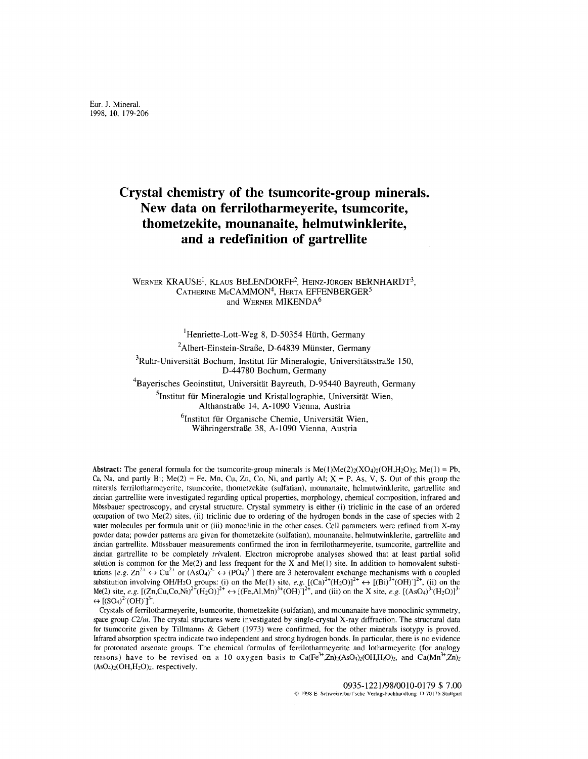Eur. J. Mineral.
1998, **10**, 179-206

# Crystal chemistry of the tsumcorite-group minerals. New data on ferrilotharmeyerite, tsumcorite, thometzekite, mounanaite, helmutwinklerite, and a redefinition of gartrellite

WERNER KRAUSE[1], KLAUS BELENDORFF[2], HEINZ-JÜRGEN BERNHARDT[3], CATHERINE McCAMMON[4], HERTA EFFENBERGER[5] and WERNER MIKENDA[6]

[1]Henriette-Lott-Weg 8, D-50354 Hürth, Germany

[2]Albert-Einstein-Straße, D-64839 Münster, Germany

[3]Ruhr-Universität Bochum, Institut für Mineralogie, Universitätsstraße 150, D-44780 Bochum, Germany

[4]Bayerisches Geoinstitut, Universität Bayreuth, D-95440 Bayreuth, Germany

[5]Institut für Mineralogie und Kristallographie, Universität Wien, Althanstraße 14, A-1090 Vienna, Austria

[6]Institut für Organische Chemie, Universität Wien, Währingerstraße 38, A-1090 Vienna, Austria

**Abstract:** The general formula for the tsumcorite-group minerals is $Me(1)Me(2)_2(XO_4)_2(OH,H_2O)_2$; Me(1) = Pb, Ca, Na, and partly Bi; Me(2) = Fe, Mn, Cu, Zn, Co, Ni, and partly Al; X = P, As, V, S. Out of this group the minerals ferrilotharmeyerite, tsumcorite, thometzekite (sulfatian), mounanaite, helmutwinklerite, gartrellite and zincian gartrellite were investigated regarding optical properties, morphology, chemical composition, infrared and Mössbauer spectroscopy, and crystal structure. Crystal symmetry is either (i) triclinic in the case of an ordered occupation of two Me(2) sites, (ii) triclinic due to ordering of the hydrogen bonds in the case of species with 2 water molecules per formula unit or (iii) monoclinic in the other cases. Cell parameters were refined from X-ray powder data; powder patterns are given for thometzekite (sulfatian), mounanaite, helmutwinklerite, gartrellite and zincian gartrellite. Mössbauer measurements confirmed the iron in ferrilotharmeyerite, tsumcorite, gartrellite and zincian gartrellite to be completely *tri*valent. Electron microprobe analyses showed that at least partial solid solution is common for the Me(2) and less frequent for the X and Me(1) site. In addition to homovalent substitutions [*e.g.* $Zn^{2+} \leftrightarrow Cu^{2+}$ or $(AsO_4)^{3-} \leftrightarrow (PO_4)^{3-}$] there are 3 heterovalent exchange mechanisms with a coupled substitution involving OH/H₂O groups: (i) on the Me(1) site, *e.g.* $[(Ca)^{2+}(H_2O)]^{2+} \leftrightarrow [(Bi)^{3+}(OH)^{-}]^{2+}$, (ii) on the Me(2) site, *e.g.* $[(Zn,Cu,Co,Ni)^{2+}(H_2O)]^{2+} \leftrightarrow [(Fe,Al,Mn)^{3+}(OH)^{-}]^{2+}$, and (iii) on the X site, *e.g.* $[(AsO_4)^{3-}(H_2O)]^{3-} \leftrightarrow [(SO_4)^{2-}(OH)^{-}]^{3-}$.

Crystals of ferrilotharmeyerite, tsumcorite, thometzekite (sulfatian), and mounanaite have monoclinic symmetry, space group *C2/m*. The crystal structures were investigated by single-crystal X-ray diffraction. The structural data for tsumcorite given by Tillmanns & Gebert (1973) were confirmed, for the other minerals isotypy is proved. Infrared absorption spectra indicate two independent and strong hydrogen bonds. In particular, there is no evidence for protonated arsenate groups. The chemical formulas of ferrilotharmeyerite and lotharmeyerite (for analogy reasons) have to be revised on a 10 oxygen basis to $Ca(Fe^{3+},Zn)_2(AsO_4)_2(OH,H_2O)_2$, and $Ca(Mn^{3+},Zn)_2(AsO_4)_2(OH,H_2O)_2$, respectively.

0935-1221/98/0010-0179 $ 7.00
© 1998 E. Schweizerbart'sche Verlagsbuchhandlung. D-70176 Stuttgart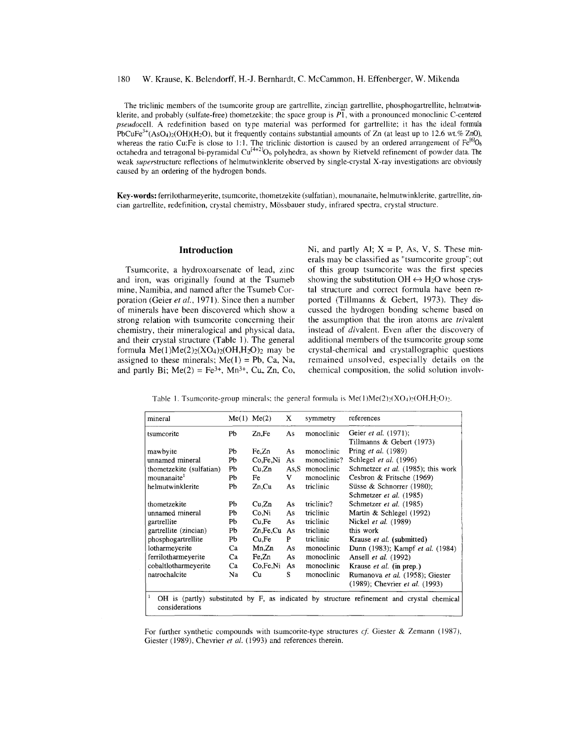The triclinic members of the tsumcorite group are gartrellite, zincian gartrellite, phosphogartrellite, helmutwinklerite, and probably (sulfate-free) thometzekite; the space group is $P\bar{1}$, with a pronounced monoclinic C-centered *pseudo*cell. A redefinition based on type material was performed for gartrellite; it has the ideal formula $PbCuFe^{3+}(AsO_4)_2(OH)(H_2O)$, but it frequently contains substantial amounts of Zn (at least up to 12.6 wt.% ZnO), whereas the ratio Cu:Fe is close to 1:1. The triclinic distortion is caused by an ordered arrangement of $Fe^{[6]}O_6$ octahedra and tetragonal bi-pyramidal $Cu^{[4+2]}O_6$ polyhedra, as shown by Rietveld refinement of powder data. The weak *super*structure reflections of helmutwinklerite observed by single-crystal X-ray investigations are obviously caused by an ordering of the hydrogen bonds.

**Key-words:** ferrilotharmeyerite, tsumcorite, thometzekite (sulfatian), mounanaite, helmutwinklerite, gartrellite, zincian gartrellite, redefinition, crystal chemistry, Mössbauer study, infrared spectra, crystal structure.

## Introduction

Tsumcorite, a hydroxoarsenate of lead, zinc and iron, was originally found at the Tsumeb mine, Namibia, and named after the Tsumeb Corporation (Geier *et al.*, 1971). Since then a number of minerals have been discovered which show a strong relation with tsumcorite concerning their chemistry, their mineralogical and physical data, and their crystal structure (Table 1). The general formula $Me(1)Me(2)_2(XO_4)_2(OH,H_2O)_2$ may be assigned to these minerals; Me(1) = Pb, Ca, Na, and partly Bi; Me(2) = $Fe^{3+}$, $Mn^{3+}$, Cu, Zn, Co, Ni, and partly Al; X = P, As, V, S. These minerals may be classified as "tsumcorite group"; out of this group tsumcorite was the first species showing the substitution OH ↔ $H_2O$ whose crystal structure and correct formula have been reported (Tillmanns & Gebert, 1973). They discussed the hydrogen bonding scheme based on the assumption that the iron atoms are *tri*valent instead of *di*valent. Even after the discovery of additional members of the tsumcorite group some crystal-chemical and crystallographic questions remained unsolved, especially details on the chemical composition, the solid solution involv-

Table 1. Tsumcorite-group minerals: the general formula is $Me(1)Me(2)_2(XO_4)_2(OH,H_2O)_2$.

| mineral | Me(1) | Me(2) | X | symmetry | references |
|---|---|---|---|---|---|
| tsumcorite | Pb | Zn,Fe | As | monoclinic | Geier *et al.* (1971); Tillmanns & Gebert (1973) |
| mawbyite | Pb | Fe,Zn | As | monoclinic | Pring *et al.* (1989) |
| unnamed mineral | Pb | Co,Fe,Ni | As | monoclinic? | Schlegel *et al.* (1996) |
| thometzekite (sulfatian) | Pb | Cu,Zn | As,S | monoclinic | Schmetzer *et al.* (1985); this work |
| mounanaite[1] | Pb | Fe | V | monoclinic | Cesbron & Fritsche (1969) |
| helmutwinklerite | Pb | Zn,Cu | As | triclinic | Süsse & Schnorrer (1980); Schmetzer *et al.* (1985) |
| thometzekite | Pb | Cu,Zn | As | triclinic? | Schmetzer *et al.* (1985) |
| unnamed mineral | Pb | Co,Ni | As | triclinic | Martin & Schlegel (1992) |
| gartrellite | Pb | Cu,Fe | As | triclinic | Nickel *et al.* (1989) |
| gartrellite (zincian) | Pb | Zn,Fe,Cu | As | triclinic | this work |
| phosphogartrellite | Pb | Cu,Fe | P | triclinic | Krause *et al.* **(submitted)** |
| lotharmeyerite | Ca | Mn,Zn | As | monoclinic | Dunn (1983); Kampf *et al.* (1984) |
| ferrilotharmeyerite | Ca | Fe,Zn | As | monoclinic | Ansell *et al.* (1992) |
| cobaltlotharmeyerite | Ca | Co,Fe,Ni | As | monoclinic | Krause *et al.* **(in prep.)** |
| natrochalcite | Na | Cu | S | monoclinic | Rumanova *et al.* (1958); Giester (1989); Chevrier *et al.* (1993) |

[1] OH is (partly) substituted by F, as indicated by structure refinement and crystal chemical considerations

For further synthetic compounds with tsumcorite-type structures *cf.* Giester & Zemann (1987), Giester (1989), Chevrier *et al.* (1993) and references therein.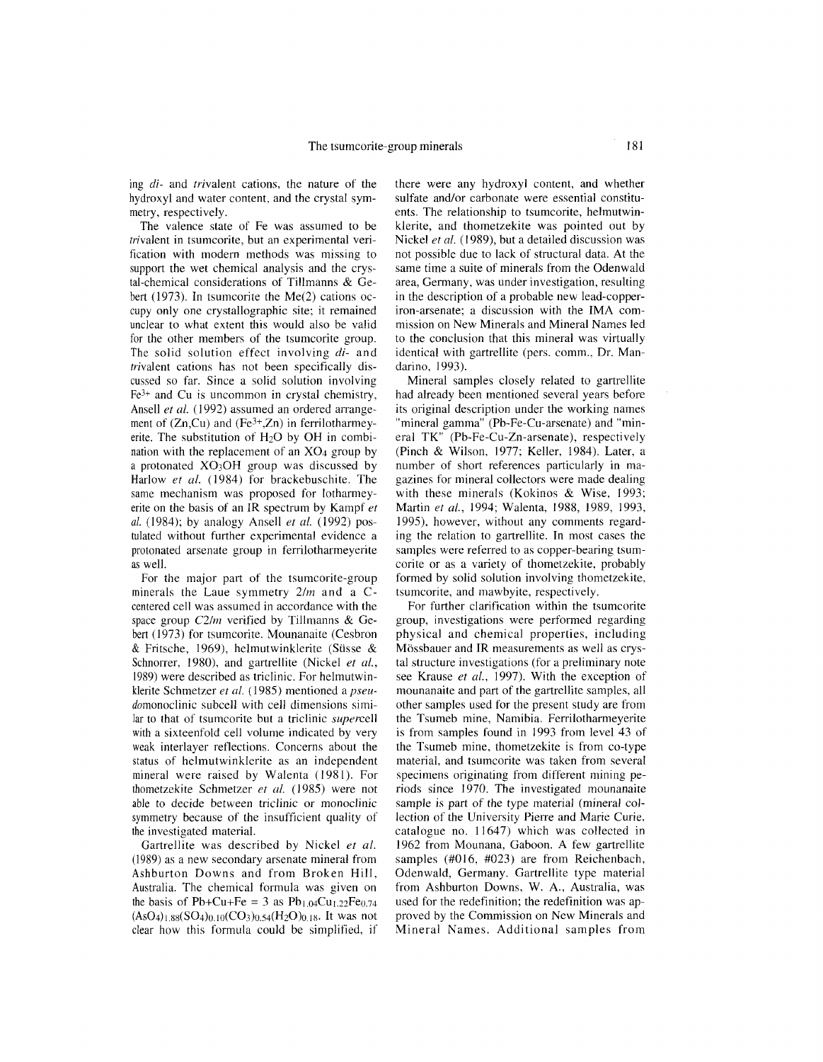ing *di-* and *tri*valent cations, the nature of the hydroxyl and water content, and the crystal symmetry, respectively.

The valence state of Fe was assumed to be *tri*valent in tsumcorite, but an experimental verification with modern methods was missing to support the wet chemical analysis and the crystal-chemical considerations of Tillmanns & Gebert (1973). In tsumcorite the Me(2) cations occupy only one crystallographic site; it remained unclear to what extent this would also be valid for the other members of the tsumcorite group. The solid solution effect involving *di-* and *tri*valent cations has not been specifically discussed so far. Since a solid solution involving $Fe^{3+}$ and Cu is uncommon in crystal chemistry, Ansell *et al.* (1992) assumed an ordered arrangement of (Zn,Cu) and ($Fe^{3+}$,Zn) in ferrilotharmeyerite. The substitution of $H_2O$ by OH in combination with the replacement of an $XO_4$ group by a protonated $XO_3OH$ group was discussed by Harlow *et al.* (1984) for brackebuschite. The same mechanism was proposed for lotharmeyerite on the basis of an IR spectrum by Kampf *et al.* (1984); by analogy Ansell *et al.* (1992) postulated without further experimental evidence a protonated arsenate group in ferrilotharmeyerite as well.

For the major part of the tsumcorite-group minerals the Laue symmetry *2/m* and a C-centered cell was assumed in accordance with the space group *C2/m* verified by Tillmanns & Gebert (1973) for tsumcorite. Mounanaite (Cesbron & Fritsche, 1969), helmutwinklerite (Süsse & Schnorrer, 1980), and gartrellite (Nickel *et al.*, 1989) were described as triclinic. For helmutwinklerite Schmetzer *et al.* (1985) mentioned a *pseudo*monoclinic subcell with cell dimensions similar to that of tsumcorite but a triclinic *super*cell with a sixteenfold cell volume indicated by very weak interlayer reflections. Concerns about the status of helmutwinklerite as an independent mineral were raised by Walenta (1981). For thometzekite Schmetzer *et al.* (1985) were not able to decide between triclinic or monoclinic symmetry because of the insufficient quality of the investigated material.

Gartrellite was described by Nickel *et al.* (1989) as a new secondary arsenate mineral from Ashburton Downs and from Broken Hill, Australia. The chemical formula was given on the basis of Pb+Cu+Fe = 3 as $Pb_{1.04}Cu_{1.22}Fe_{0.74}(AsO_4)_{1.88}(SO_4)_{0.10}(CO_3)_{0.54}(H_2O)_{0.18}$. It was not clear how this formula could be simplified, if there were any hydroxyl content, and whether sulfate and/or carbonate were essential constituents. The relationship to tsumcorite, helmutwinklerite, and thometzekite was pointed out by Nickel *et al.* (1989), but a detailed discussion was not possible due to lack of structural data. At the same time a suite of minerals from the Odenwald area, Germany, was under investigation, resulting in the description of a probable new lead-copper-iron-arsenate; a discussion with the IMA commission on New Minerals and Mineral Names led to the conclusion that this mineral was virtually identical with gartrellite (pers. comm., Dr. Mandarino, 1993).

Mineral samples closely related to gartrellite had already been mentioned several years before its original description under the working names "mineral gamma" (Pb-Fe-Cu-arsenate) and "mineral TK" (Pb-Fe-Cu-Zn-arsenate), respectively (Pinch & Wilson, 1977; Keller, 1984). Later, a number of short references particularly in magazines for mineral collectors were made dealing with these minerals (Kokinos & Wise, 1993; Martin *et al.*, 1994; Walenta, 1988, 1989, 1993, 1995), however, without any comments regarding the relation to gartrellite. In most cases the samples were referred to as copper-bearing tsumcorite or as a variety of thometzekite, probably formed by solid solution involving thometzekite, tsumcorite, and mawbyite, respectively.

For further clarification within the tsumcorite group, investigations were performed regarding physical and chemical properties, including Mössbauer and IR measurements as well as crystal structure investigations (for a preliminary note see Krause *et al.*, 1997). With the exception of mounanaite and part of the gartrellite samples, all other samples used for the present study are from the Tsumeb mine, Namibia. Ferrilotharmeyerite is from samples found in 1993 from level 43 of the Tsumeb mine, thometzekite is from co-type material, and tsumcorite was taken from several specimens originating from different mining periods since 1970. The investigated mounanaite sample is part of the type material (mineral collection of the University Pierre and Marie Curie, catalogue no. 11647) which was collected in 1962 from Mounana, Gaboon. A few gartrellite samples (#016, #023) are from Reichenbach, Odenwald, Germany. Gartrellite type material from Ashburton Downs, W. A., Australia, was used for the redefinition; the redefinition was approved by the Commission on New Minerals and Mineral Names. Additional samples from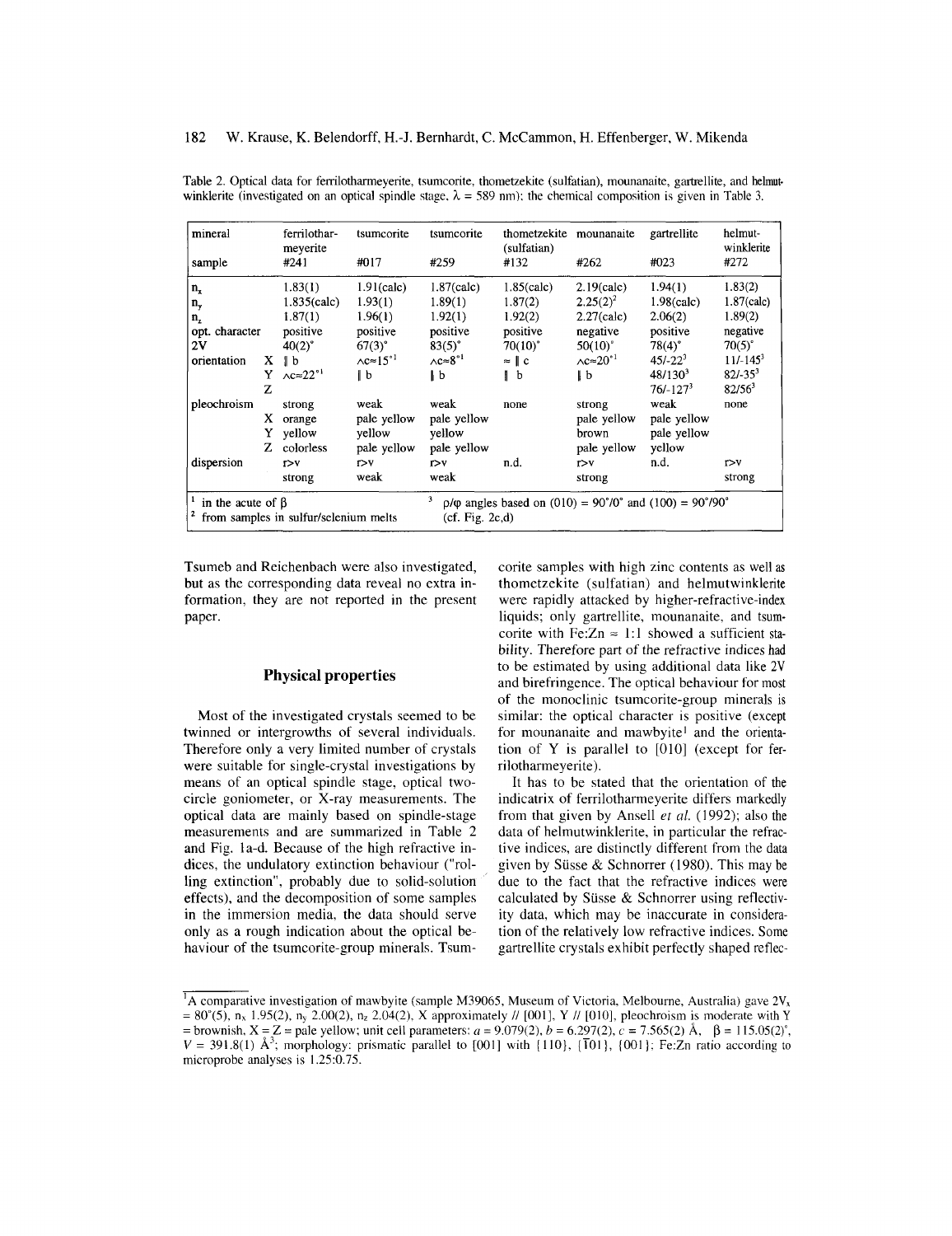Table 2. Optical data for ferrilotharmeyerite, tsumcorite, thometzekite (sulfatian), mounanaite, gartrellite, and helmutwinklerite (investigated on an optical spindle stage, $\lambda$ = 589 nm); the chemical composition is given in Table 3.

| mineral | | ferrilotharmeyerite | tsumcorite | tsumcorite | thometzekite (sulfatian) | mounanaite | gartrellite | helmutwinklerite |
|---|---|---|---|---|---|---|---|---|
| sample | | #241 | #017 | #259 | #132 | #262 | #023 | #272 |
| $n_x$ | | 1.83(1) | 1.91(calc) | 1.87(calc) | 1.85(calc) | 2.19(calc) | 1.94(1) | 1.83(2) |
| $n_y$ | | 1.835(calc) | 1.93(1) | 1.89(1) | 1.87(2) | 2.25(2)[2] | 1.98(calc) | 1.87(calc) |
| $n_z$ | | 1.87(1) | 1.96(1) | 1.92(1) | 1.92(2) | 2.27(calc) | 2.06(2) | 1.89(2) |
| opt. character | | positive | positive | positive | positive | negative | positive | negative |
| 2V | | 40(2)° | 67(3)° | 83(5)° | 70(10)° | 50(10)° | 78(4)° | 70(5)° |
| orientation | X | ∥ b | ∧c≈15°[1] | ∧c≈8°[1] | ≈ ∥ c | ∧c≈20°[1] | 45/-22[3] | 11/-145[3] |
| | Y | ∧c≈22°[1] | ∥ b | ∥ b | ∥ b | ∥ b | 48/130[3] | 82/-35[3] |
| | Z | | | | | | 76/-127[3] | 82/56[3] |
| pleochroism | | strong | weak | weak | none | strong | weak | none |
| | X | orange | pale yellow | pale yellow | | pale yellow | pale yellow | |
| | Y | yellow | yellow | yellow | | brown | pale yellow | |
| | Z | colorless | pale yellow | pale yellow | | pale yellow | yellow | |
| dispersion | | r>v | r>v | r>v | n.d. | r>v | n.d. | r>v |
| | | strong | weak | weak | | strong | | strong |

[1] in the acute of $\beta$
[2] from samples in sulfur/selenium melts
[3] $\rho/\varphi$ angles based on (010) = 90°/0° and (100) = 90°/90° (cf. Fig. 2c,d)

Tsumeb and Reichenbach were also investigated, but as the corresponding data reveal no extra information, they are not reported in the present paper.

## Physical properties

Most of the investigated crystals seemed to be twinned or intergrowths of several individuals. Therefore only a very limited number of crystals were suitable for single-crystal investigations by means of an optical spindle stage, optical two-circle goniometer, or X-ray measurements. The optical data are mainly based on spindle-stage measurements and are summarized in Table 2 and Fig. 1a-d. Because of the high refractive indices, the undulatory extinction behaviour ("rolling extinction", probably due to solid-solution effects), and the decomposition of some samples in the immersion media, the data should serve only as a rough indication about the optical behaviour of the tsumcorite-group minerals. Tsumcorite samples with high zinc contents as well as thometzekite (sulfatian) and helmutwinklerite were rapidly attacked by higher-refractive-index liquids; only gartrellite, mounanaite, and tsumcorite with Fe:Zn ≈ 1:1 showed a sufficient stability. Therefore part of the refractive indices had to be estimated by using additional data like 2V and birefringence. The optical behaviour for most of the monoclinic tsumcorite-group minerals is similar: the optical character is positive (except for mounanaite and mawbyite[1] and the orientation of Y is parallel to [010] (except for ferrilotharmeyerite).

It has to be stated that the orientation of the indicatrix of ferrilotharmeyerite differs markedly from that given by Ansell *et al.* (1992); also the data of helmutwinklerite, in particular the refractive indices, are distinctly different from the data given by Süsse & Schnorrer (1980). This may be due to the fact that the refractive indices were calculated by Süsse & Schnorrer using reflectivity data, which may be inaccurate in consideration of the relatively low refractive indices. Some gartrellite crystals exhibit perfectly shaped reflec-

[1] A comparative investigation of mawbyite (sample M39065, Museum of Victoria, Melbourne, Australia) gave $2V_x$ = 80°(5), $n_x$ 1.95(2), $n_y$ 2.00(2), $n_z$ 2.04(2), X approximately // [001], Y // [010], pleochroism is moderate with Y = brownish, X = Z = pale yellow; unit cell parameters: $a$ = 9.079(2), $b$ = 6.297(2), $c$ = 7.565(2) Å, $\beta$ = 115.05(2)°, $V$ = 391.8(1) Å$^3$; morphology: prismatic parallel to [001] with {110}, {$\bar{1}$01}, {001}; Fe:Zn ratio according to microprobe analyses is 1.25:0.75.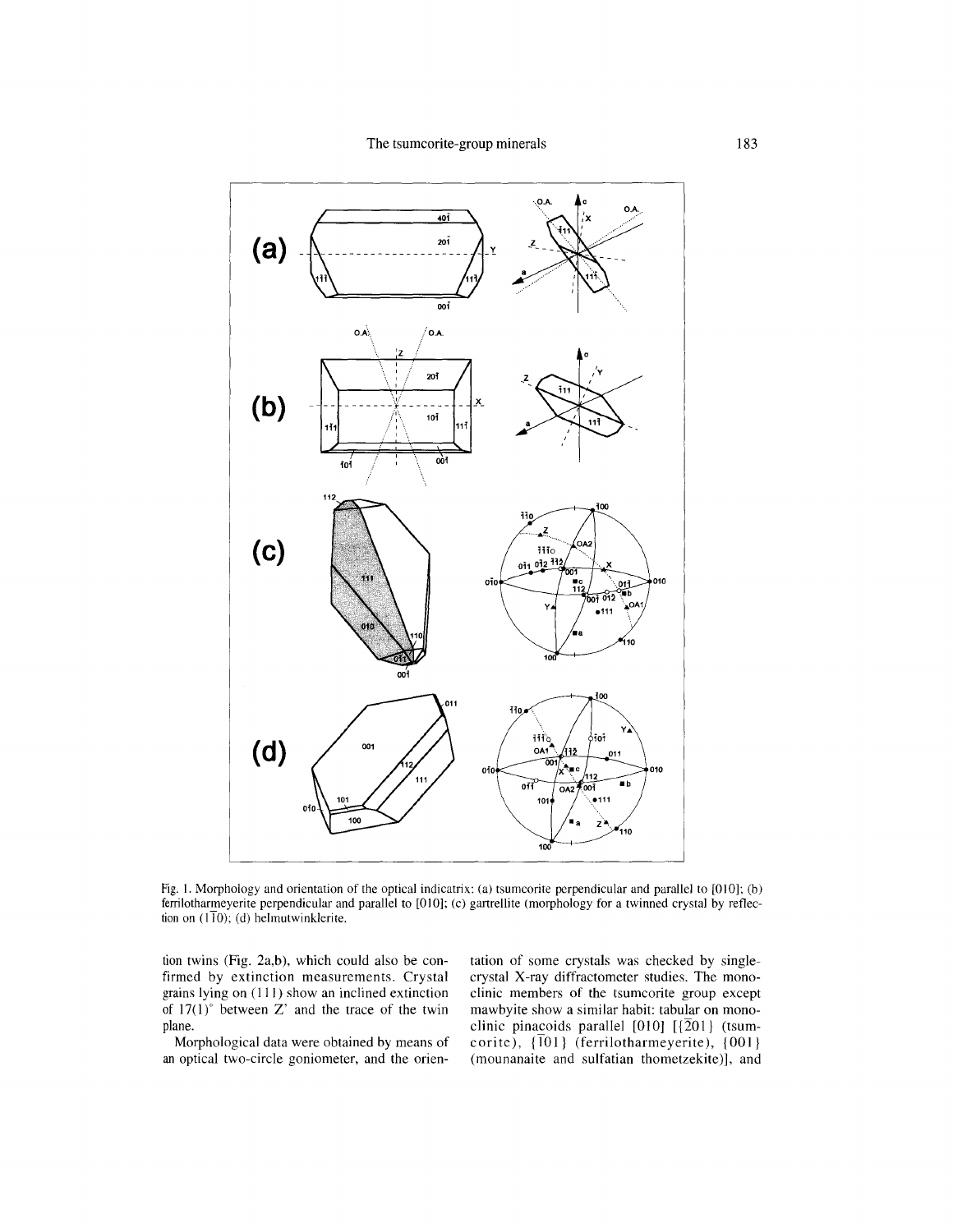Fig. 1. Morphology and orientation of the optical indicatrix: (a) tsumcorite perpendicular and parallel to [010]; (b) ferrilotharmeyerite perpendicular and parallel to [010]; (c) gartrellite (morphology for a twinned crystal by reflection on (1$\bar{1}$0); (d) helmutwinklerite.

tion twins (Fig. 2a,b), which could also be confirmed by extinction measurements. Crystal grains lying on (111) show an inclined extinction of 17(1)° between Z' and the trace of the twin plane.

Morphological data were obtained by means of an optical two-circle goniometer, and the orientation of some crystals was checked by single-crystal X-ray diffractometer studies. The monoclinic members of the tsumcorite group except mawbyite show a similar habit: tabular on monoclinic pinacoids parallel [010] [{$\bar{2}$01} (tsumcorite), {$\bar{1}$01} (ferrilotharmeyerite), {001} (mounanaite and sulfatian thometzekite)], and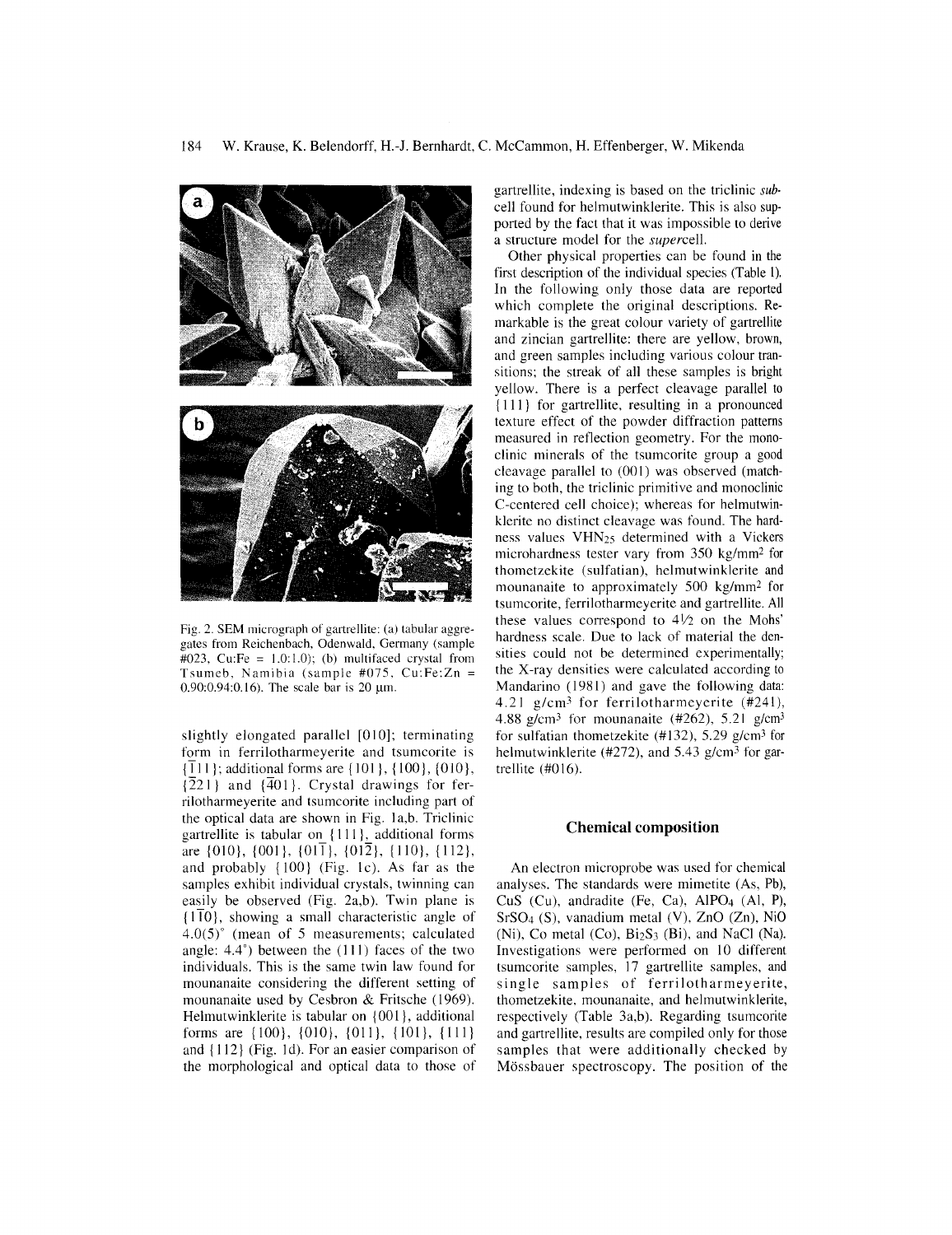Fig. 2. SEM micrograph of gartrellite: (a) tabular aggregates from Reichenbach, Odenwald, Germany (sample #023, Cu:Fe = 1.0:1.0); (b) multifaced crystal from Tsumeb, Namibia (sample #075, Cu:Fe:Zn = 0.90:0.94:0.16). The scale bar is 20 μm.

slightly elongated parallel [010]; terminating form in ferrilotharmeyerite and tsumcorite is {$\bar{1}$11}; additional forms are {101}, {100}, {010}, {$\bar{2}$21} and {$\bar{4}$01}. Crystal drawings for ferrilotharmeyerite and tsumcorite including part of the optical data are shown in Fig. 1a,b. Triclinic gartrellite is tabular on {111}, additional forms are {010}, {001}, {01$\bar{1}$}, {01$\bar{2}$}, {110}, {112}, and probably {100} (Fig. 1c). As far as the samples exhibit individual crystals, twinning can easily be observed (Fig. 2a,b). Twin plane is {1$\bar{1}$0}, showing a small characteristic angle of 4.0(5)° (mean of 5 measurements; calculated angle: 4.4°) between the (111) faces of the two individuals. This is the same twin law found for mounanaite considering the different setting of mounanaite used by Cesbron & Fritsche (1969). Helmutwinklerite is tabular on {001}, additional forms are {100}, {010}, {011}, {101}, {111} and {112} (Fig. 1d). For an easier comparison of the morphological and optical data to those of gartrellite, indexing is based on the triclinic *sub*-cell found for helmutwinklerite. This is also supported by the fact that it was impossible to derive a structure model for the *super*cell.

Other physical properties can be found in the first description of the individual species (Table 1). In the following only those data are reported which complete the original descriptions. Remarkable is the great colour variety of gartrellite and zincian gartrellite: there are yellow, brown, and green samples including various colour transitions; the streak of all these samples is bright yellow. There is a perfect cleavage parallel to {111} for gartrellite, resulting in a pronounced texture effect of the powder diffraction patterns measured in reflection geometry. For the monoclinic minerals of the tsumcorite group a good cleavage parallel to (001) was observed (matching to both, the triclinic primitive and monoclinic C-centered cell choice); whereas for helmutwinklerite no distinct cleavage was found. The hardness values $VHN_{25}$ determined with a Vickers microhardness tester vary from 350 kg/mm² for thometzekite (sulfatian), helmutwinklerite and mounanaite to approximately 500 kg/mm² for tsumcorite, ferrilotharmeyerite and gartrellite. All these values correspond to 4½ on the Mohs' hardness scale. Due to lack of material the densities could not be determined experimentally; the X-ray densities were calculated according to Mandarino (1981) and gave the following data: 4.21 g/cm³ for ferrilotharmeyerite (#241), 4.88 g/cm³ for mounanaite (#262), 5.21 g/cm³ for sulfatian thometzekite (#132), 5.29 g/cm³ for helmutwinklerite (#272), and 5.43 g/cm³ for gartrellite (#016).

## Chemical composition

An electron microprobe was used for chemical analyses. The standards were mimetite (As, Pb), CuS (Cu), andradite (Fe, Ca), $AlPO_4$ (Al, P), $SrSO_4$ (S), vanadium metal (V), ZnO (Zn), NiO (Ni), Co metal (Co), $Bi_2S_3$ (Bi), and NaCl (Na). Investigations were performed on 10 different tsumcorite samples, 17 gartrellite samples, and single samples of ferrilotharmeyerite, thometzekite, mounanaite, and helmutwinklerite, respectively (Table 3a,b). Regarding tsumcorite and gartrellite, results are compiled only for those samples that were additionally checked by Mössbauer spectroscopy. The position of the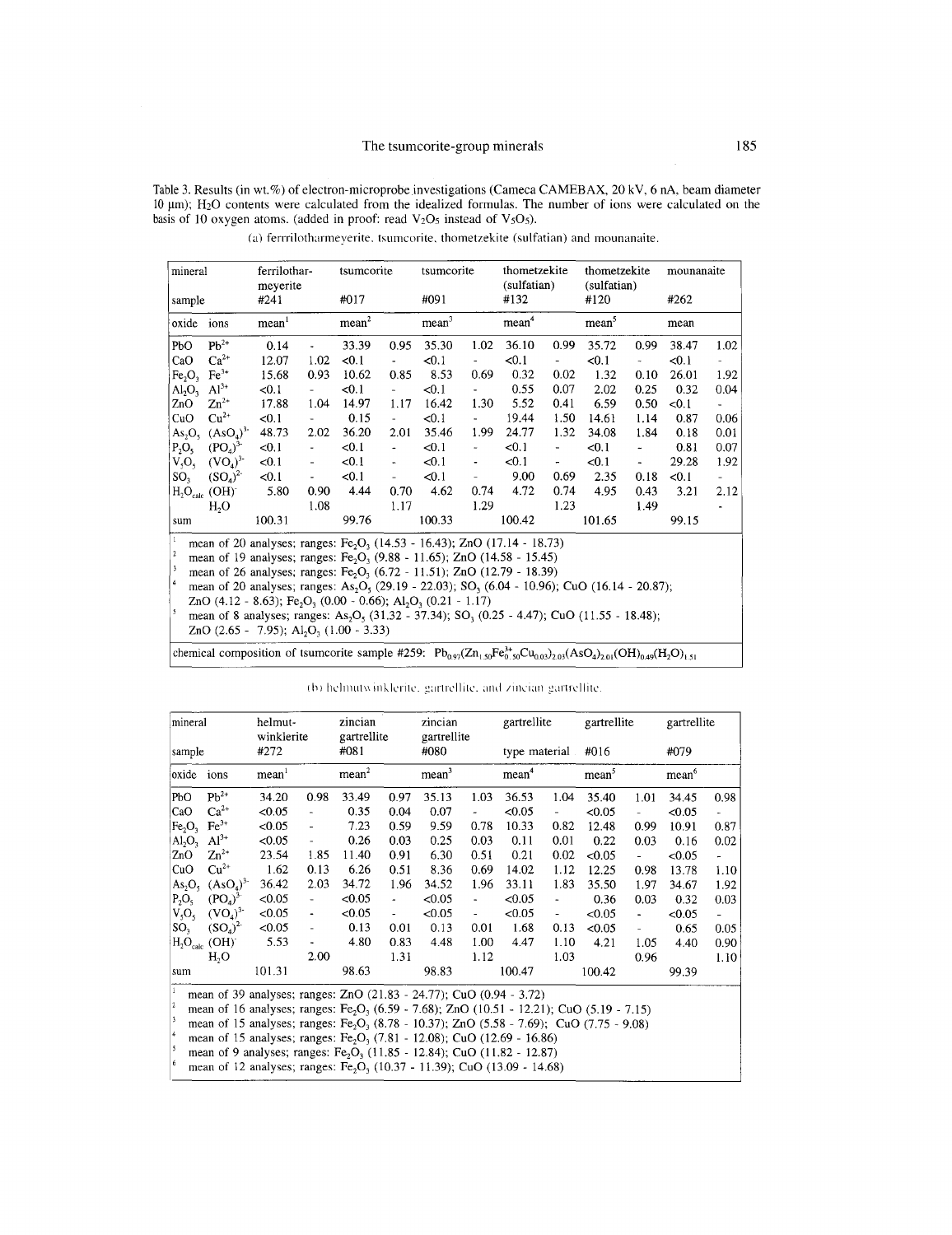Table 3. Results (in wt.%) of electron-microprobe investigations (Cameca CAMEBAX, 20 kV, 6 nA, beam diameter 10 µm); $H_2O$ contents were calculated from the idealized formulas. The number of ions were calculated on the basis of 10 oxygen atoms. (added in proof: read $V_2O_5$ instead of $V_5O_5$).

(a) ferrilotharmeyerite, tsumcorite, thometzekite (sulfatian) and mounanaite.

| mineral | | ferrilothar-meyerite | | tsumcorite | | tsumcorite | | thometzekite (sulfatian) | | thometzekite (sulfatian) | | mounanaite | |
|---|---|---|---|---|---|---|---|---|---|---|---|---|---|
| sample | | #241 | | #017 | | #091 | | #132 | | #120 | | #262 | |
| oxide | ions | mean[1] | | mean[2] | | mean[3] | | mean[4] | | mean[5] | | mean | |
| PbO | $Pb^{2+}$ | 0.14 | - | 33.39 | 0.95 | 35.30 | 1.02 | 36.10 | 0.99 | 35.72 | 0.99 | 38.47 | 1.02 |
| CaO | $Ca^{2+}$ | 12.07 | 1.02 | <0.1 | - | <0.1 | - | <0.1 | - | <0.1 | - | <0.1 | - |
| $Fe_2O_3$ | $Fe^{3+}$ | 15.68 | 0.93 | 10.62 | 0.85 | 8.53 | 0.69 | 0.32 | 0.02 | 1.32 | 0.10 | 26.01 | 1.92 |
| $Al_2O_3$ | $Al^{3+}$ | <0.1 | - | <0.1 | - | <0.1 | - | 0.55 | 0.07 | 2.02 | 0.25 | 0.32 | 0.04 |
| ZnO | $Zn^{2+}$ | 17.88 | 1.04 | 14.97 | 1.17 | 16.42 | 1.30 | 5.52 | 0.41 | 6.59 | 0.50 | <0.1 | - |
| CuO | $Cu^{2+}$ | <0.1 | - | 0.15 | - | <0.1 | - | 19.44 | 1.50 | 14.61 | 1.14 | 0.87 | 0.06 |
| $As_2O_5$ | $(AsO_4)^{3-}$ | 48.73 | 2.02 | 36.20 | 2.01 | 35.46 | 1.99 | 24.77 | 1.32 | 34.08 | 1.84 | 0.18 | 0.01 |
| $P_2O_5$ | $(PO_4)^{3-}$ | <0.1 | - | <0.1 | - | <0.1 | - | <0.1 | - | <0.1 | - | 0.81 | 0.07 |
| $V_2O_5$ | $(VO_4)^{3-}$ | <0.1 | - | <0.1 | - | <0.1 | - | <0.1 | - | <0.1 | - | 29.28 | 1.92 |
| $SO_3$ | $(SO_4)^{2-}$ | <0.1 | - | <0.1 | - | <0.1 | - | 9.00 | 0.69 | 2.35 | 0.18 | <0.1 | - |
| $H_2O_{calc}$ | $(OH)^-$ | 5.80 | 0.90 | 4.44 | 0.70 | 4.62 | 0.74 | 4.72 | 0.74 | 4.95 | 0.43 | 3.21 | 2.12 |
| | $H_2O$ | | 1.08 | | 1.17 | | 1.29 | | 1.23 | | 1.49 | | - |
| sum | | 100.31 | | 99.76 | | 100.33 | | 100.42 | | 101.65 | | 99.15 | |

[1] mean of 20 analyses; ranges: $Fe_2O_3$ (14.53 - 16.43); ZnO (17.14 - 18.73)
[2] mean of 19 analyses; ranges: $Fe_2O_3$ (9.88 - 11.65); ZnO (14.58 - 15.45)
[3] mean of 26 analyses; ranges: $Fe_2O_3$ (6.72 - 11.51); ZnO (12.79 - 18.39)
[4] mean of 20 analyses; ranges: $As_2O_5$ (29.19 - 22.03); $SO_3$ (6.04 - 10.96); CuO (16.14 - 20.87); ZnO (4.12 - 8.63); $Fe_2O_3$ (0.00 - 0.66); $Al_2O_3$ (0.21 - 1.17)
[5] mean of 8 analyses; ranges: $As_2O_5$ (31.32 - 37.34); $SO_3$ (0.25 - 4.47); CuO (11.55 - 18.48); ZnO (2.65 - 7.95); $Al_2O_3$ (1.00 - 3.33)

chemical composition of tsumcorite sample #259: $Pb_{0.97}(Zn_{1.50}Fe^{3+}_{0.50}Cu_{0.03})_{2.03}(AsO_4)_{2.01}(OH)_{0.49}(H_2O)_{1.51}$

(b) helmutwinklerite, gartrellite, and zincian gartrellite.

| mineral | | helmut-winklerite | | zincian gartrellite | | zincian gartrellite | | gartrellite | | gartrellite | | gartrellite | |
|---|---|---|---|---|---|---|---|---|---|---|---|---|---|
| sample | | #272 | | #081 | | #080 | | type material | | #016 | | #079 | |
| oxide | ions | mean[1] | | mean[2] | | mean[3] | | mean[4] | | mean[5] | | mean[6] | |
| PbO | $Pb^{2+}$ | 34.20 | 0.98 | 33.49 | 0.97 | 35.13 | 1.03 | 36.53 | 1.04 | 35.40 | 1.01 | 34.45 | 0.98 |
| CaO | $Ca^{2+}$ | <0.05 | - | 0.35 | 0.04 | 0.07 | - | <0.05 | - | <0.05 | - | <0.05 | - |
| $Fe_2O_3$ | $Fe^{3+}$ | <0.05 | - | 7.23 | 0.59 | 9.59 | 0.78 | 10.33 | 0.82 | 12.48 | 0.99 | 10.91 | 0.87 |
| $Al_2O_3$ | $Al^{3+}$ | <0.05 | - | 0.26 | 0.03 | 0.25 | 0.03 | 0.11 | 0.01 | 0.22 | 0.03 | 0.16 | 0.02 |
| ZnO | $Zn^{2+}$ | 23.54 | 1.85 | 11.40 | 0.91 | 6.30 | 0.51 | 0.21 | 0.02 | <0.05 | - | <0.05 | - |
| CuO | $Cu^{2+}$ | 1.62 | 0.13 | 6.26 | 0.51 | 8.36 | 0.69 | 14.02 | 1.12 | 12.25 | 0.98 | 13.78 | 1.10 |
| $As_2O_5$ | $(AsO_4)^{3-}$ | 36.42 | 2.03 | 34.72 | 1.96 | 34.52 | 1.96 | 33.11 | 1.83 | 35.50 | 1.97 | 34.67 | 1.92 |
| $P_2O_5$ | $(PO_4)^{3-}$ | <0.05 | - | <0.05 | - | <0.05 | - | <0.05 | - | 0.36 | 0.03 | 0.32 | 0.03 |
| $V_2O_5$ | $(VO_4)^{3-}$ | <0.05 | - | <0.05 | - | <0.05 | - | <0.05 | - | <0.05 | - | <0.05 | - |
| $SO_3$ | $(SO_4)^{2-}$ | <0.05 | - | 0.13 | 0.01 | 0.13 | 0.01 | 1.68 | 0.13 | <0.05 | - | 0.65 | 0.05 |
| $H_2O_{calc}$ | $(OH)^-$ | 5.53 | - | 4.80 | 0.83 | 4.48 | 1.00 | 4.47 | 1.10 | 4.21 | 1.05 | 4.40 | 0.90 |
| | $H_2O$ | | 2.00 | | 1.31 | | 1.12 | | 1.03 | | 0.96 | | 1.10 |
| sum | | 101.31 | | 98.63 | | 98.83 | | 100.47 | | 100.42 | | 99.39 | |

[1] mean of 39 analyses; ranges: ZnO (21.83 - 24.77); CuO (0.94 - 3.72)
[2] mean of 16 analyses; ranges: $Fe_2O_3$ (6.59 - 7.68); ZnO (10.51 - 12.21); CuO (5.19 - 7.15)
[3] mean of 15 analyses; ranges: $Fe_2O_3$ (8.78 - 10.37); ZnO (5.58 - 7.69); CuO (7.75 - 9.08)
[4] mean of 15 analyses; ranges: $Fe_2O_3$ (7.81 - 12.08); CuO (12.69 - 16.86)
[5] mean of 9 analyses; ranges: $Fe_2O_3$ (11.85 - 12.84); CuO (11.82 - 12.87)
[6] mean of 12 analyses; ranges: $Fe_2O_3$ (10.37 - 11.39); CuO (13.09 - 14.68)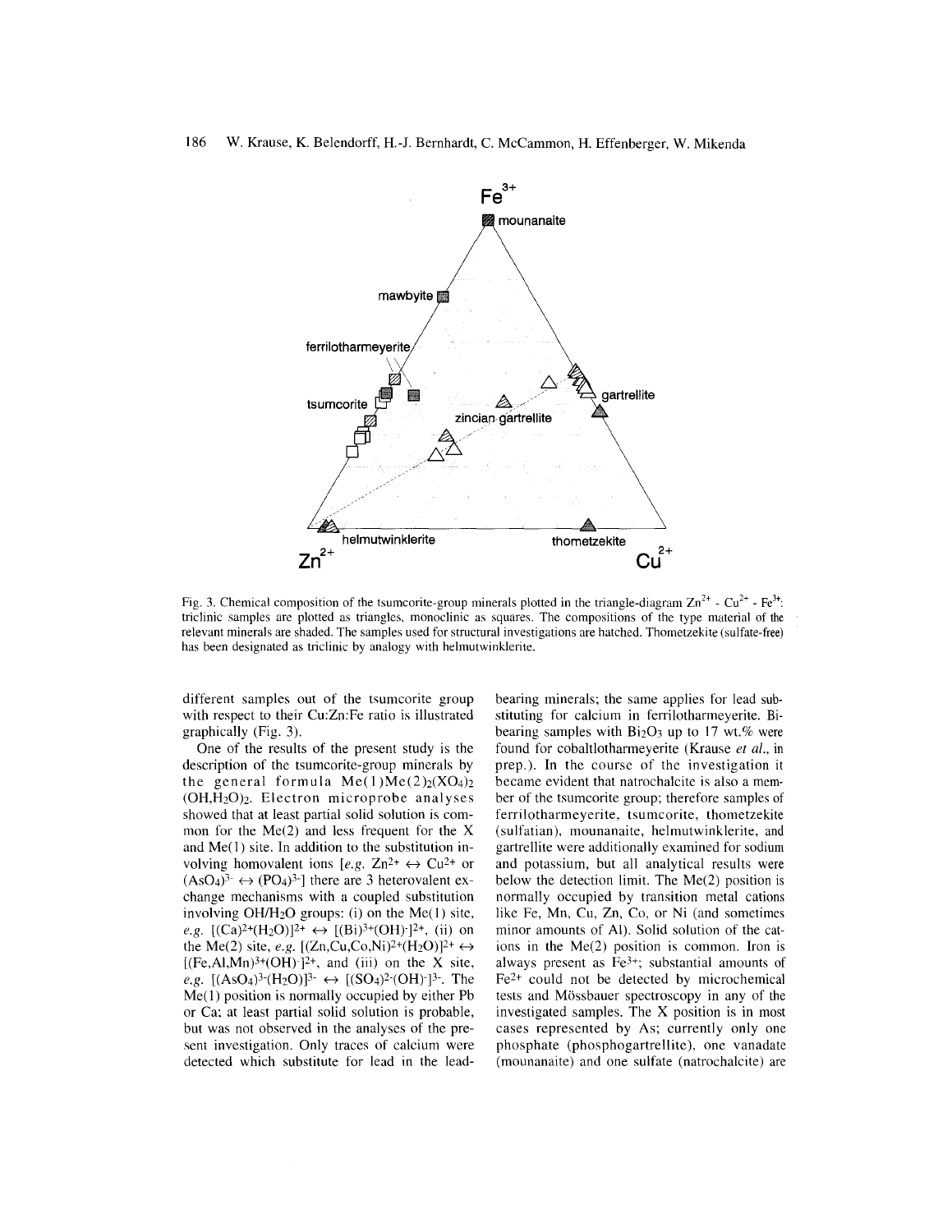Fig. 3. Chemical composition of the tsumcorite-group minerals plotted in the triangle-diagram $Zn^{2+}$ - $Cu^{2+}$ - $Fe^{3+}$: triclinic samples are plotted as triangles, monoclinic as squares. The compositions of the type material of the relevant minerals are shaded. The samples used for structural investigations are hatched. Thometzekite (sulfate-free) has been designated as triclinic by analogy with helmutwinklerite.

different samples out of the tsumcorite group with respect to their Cu:Zn:Fe ratio is illustrated graphically (Fig. 3).

One of the results of the present study is the description of the tsumcorite-group minerals by the general formula $Me(1)Me(2)_2(XO_4)_2(OH,H_2O)_2$. Electron microprobe analyses showed that at least partial solid solution is common for the Me(2) and less frequent for the X and Me(1) site. In addition to the substitution involving homovalent ions [*e.g.* $Zn^{2+} \leftrightarrow Cu^{2+}$ or $(AsO_4)^{3-} \leftrightarrow (PO_4)^{3-}$] there are 3 heterovalent exchange mechanisms with a coupled substitution involving OH/$H_2O$ groups: (i) on the Me(1) site, *e.g.* $[(Ca)^{2+}(H_2O)]^{2+} \leftrightarrow [(Bi)^{3+}(OH)^{-}]^{2+}$, (ii) on the Me(2) site, *e.g.* $[(Zn,Cu,Co,Ni)^{2+}(H_2O)]^{2+} \leftrightarrow [(Fe,Al,Mn)^{3+}(OH)^{-}]^{2+}$, and (iii) on the X site, *e.g.* $[(AsO_4)^{3-}(H_2O)]^{3-} \leftrightarrow [(SO_4)^{2-}(OH)^{-}]^{3-}$. The Me(1) position is normally occupied by either Pb or Ca; at least partial solid solution is probable, but was not observed in the analyses of the present investigation. Only traces of calcium were detected which substitute for lead in the lead-bearing minerals; the same applies for lead substituting for calcium in ferrilotharmeyerite. Bi-bearing samples with $Bi_2O_3$ up to 17 wt.% were found for cobaltlotharmeyerite (Krause *et al.*, in prep.). In the course of the investigation it became evident that natrochalcite is also a member of the tsumcorite group; therefore samples of ferrilotharmeyerite, tsumcorite, thometzekite (sulfatian), mounanaite, helmutwinklerite, and gartrellite were additionally examined for sodium and potassium, but all analytical results were below the detection limit. The Me(2) position is normally occupied by transition metal cations like Fe, Mn, Cu, Zn, Co, or Ni (and sometimes minor amounts of Al). Solid solution of the cations in the Me(2) position is common. Iron is always present as $Fe^{3+}$; substantial amounts of $Fe^{2+}$ could not be detected by microchemical tests and Mössbauer spectroscopy in any of the investigated samples. The X position is in most cases represented by As; currently only one phosphate (phosphogartrellite), one vanadate (mounanaite) and one sulfate (natrochalcite) are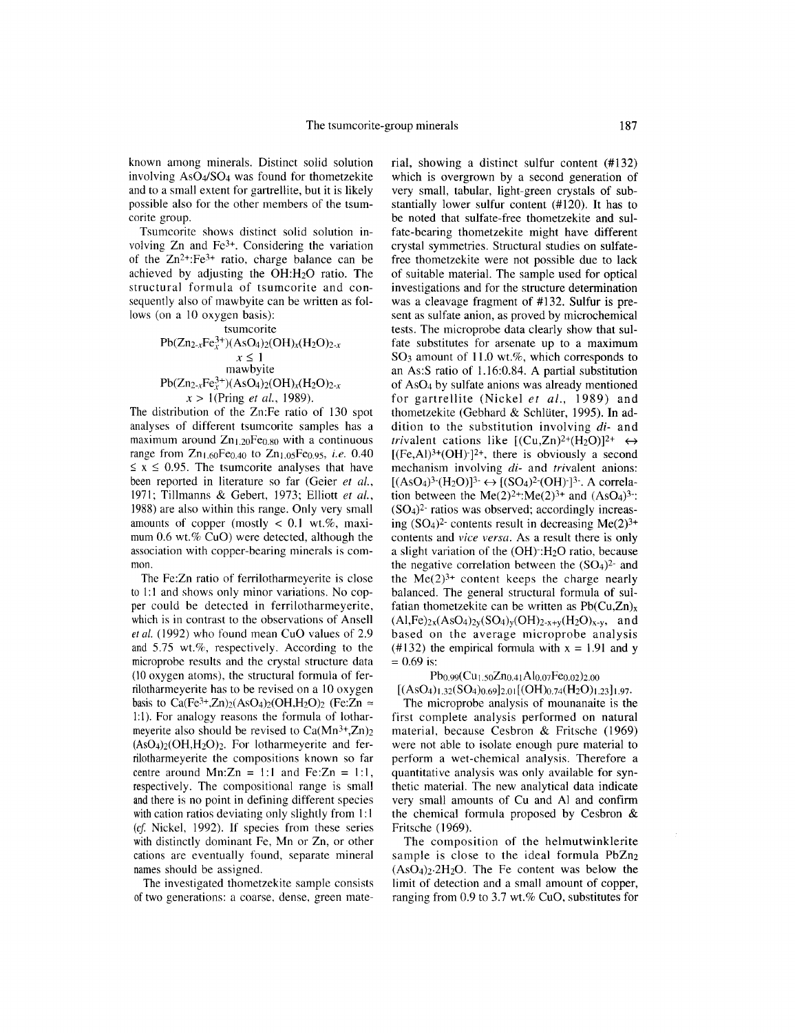known among minerals. Distinct solid solution involving $AsO_4/SO_4$ was found for thometzekite and to a small extent for gartrellite, but it is likely possible also for the other members of the tsumcorite group.

Tsumcorite shows distinct solid solution involving Zn and $Fe^{3+}$. Considering the variation of the $Zn^{2+}$:$Fe^{3+}$ ratio, charge balance can be achieved by adjusting the OH:$H_2O$ ratio. The structural formula of tsumcorite and consequently also of mawbyite can be written as follows (on a 10 oxygen basis):

tsumcorite

$$Pb(Zn_{2-x}Fe^{3+}_x)(AsO_4)_2(OH)_x(H_2O)_{2-x}$$

$$x \leq 1$$

mawbyite

$$Pb(Zn_{2-x}Fe^{3+}_x)(AsO_4)_2(OH)_x(H_2O)_{2-x}$$

$x > 1$ (Pring *et al.*, 1989).

The distribution of the Zn:Fe ratio of 130 spot analyses of different tsumcorite samples has a maximum around $Zn_{1.20}Fe_{0.80}$ with a continuous range from $Zn_{1.60}Fe_{0.40}$ to $Zn_{1.05}Fe_{0.95}$, *i.e.* $0.40 \leq x \leq 0.95$. The tsumcorite analyses that have been reported in literature so far (Geier *et al.*, 1971; Tillmanns & Gebert, 1973; Elliott *et al.*, 1988) are also within this range. Only very small amounts of copper (mostly < 0.1 wt.%, maximum 0.6 wt.% CuO) were detected, although the association with copper-bearing minerals is common.

The Fe:Zn ratio of ferrilotharmeyerite is close to 1:1 and shows only minor variations. No copper could be detected in ferrilotharmeyerite, which is in contrast to the observations of Ansell *et al.* (1992) who found mean CuO values of 2.9 and 5.75 wt.%, respectively. According to the microprobe results and the crystal structure data (10 oxygen atoms), the structural formula of ferrilotharmeyerite has to be revised on a 10 oxygen basis to $Ca(Fe^{3+},Zn)_2(AsO_4)_2(OH,H_2O)_2$ (Fe:Zn ≈ 1:1). For analogy reasons the formula of lotharmeyerite also should be revised to $Ca(Mn^{3+},Zn)_2(AsO_4)_2(OH,H_2O)_2$. For lotharmeyerite and ferrilotharmeyerite the compositions known so far centre around Mn:Zn = 1:1 and Fe:Zn = 1:1, respectively. The compositional range is small and there is no point in defining different species with cation ratios deviating only slightly from 1:1 (*cf.* Nickel, 1992). If species from these series with distinctly dominant Fe, Mn or Zn, or other cations are eventually found, separate mineral names should be assigned.

The investigated thometzekite sample consists of two generations: a coarse, dense, green material, showing a distinct sulfur content (#132) which is overgrown by a second generation of very small, tabular, light-green crystals of substantially lower sulfur content (#120). It has to be noted that sulfate-free thometzekite and sulfate-bearing thometzekite might have different crystal symmetries. Structural studies on sulfate-free thometzekite were not possible due to lack of suitable material. The sample used for optical investigations and for the structure determination was a cleavage fragment of #132. Sulfur is present as sulfate anion, as proved by microchemical tests. The microprobe data clearly show that sulfate substitutes for arsenate up to a maximum $SO_3$ amount of 11.0 wt.%, which corresponds to an As:S ratio of 1.16:0.84. A partial substitution of $AsO_4$ by sulfate anions was already mentioned for gartrellite (Nickel *et al.*, 1989) and thometzekite (Gebhard & Schlüter, 1995). In addition to the substitution involving *di-* and *tri*valent cations like $[(Cu,Zn)^{2+}(H_2O)]^{2+} \leftrightarrow [(Fe,Al)^{3+}(OH)^{-}]^{2+}$, there is obviously a second mechanism involving *di-* and *tri*valent anions: $[(AsO_4)^{3-}(H_2O)]^{3-} \leftrightarrow [(SO_4)^{2-}(OH)^{-}]^{3-}$. A correlation between the $Me(2)^{2+}$:$Me(2)^{3+}$ and $(AsO_4)^{3-}$:$(SO_4)^{2-}$ ratios was observed; accordingly increasing $(SO_4)^{2-}$ contents result in decreasing $Me(2)^{3+}$ contents and *vice versa*. As a result there is only a slight variation of the $(OH)^{-}$:$H_2O$ ratio, because the negative correlation between the $(SO_4)^{2-}$ and the $Me(2)^{3+}$ content keeps the charge nearly balanced. The general structural formula of sulfatian thometzekite can be written as $Pb(Cu,Zn)_x(Al,Fe)_{2-x}(AsO_4)_{2-y}(SO_4)_y(OH)_{2-x+y}(H_2O)_{x-y}$, and based on the average microprobe analysis (#132) the empirical formula with x = 1.91 and y = 0.69 is:

$$Pb_{0.99}(Cu_{1.50}Zn_{0.41}Al_{0.07}Fe_{0.02})_{2.00}[(AsO_4)_{1.32}(SO_4)_{0.69}]_{2.01}[(OH)_{0.74}(H_2O)_{1.23}]_{1.97}.$$

The microprobe analysis of mounanaite is the first complete analysis performed on natural material, because Cesbron & Fritsche (1969) were not able to isolate enough pure material to perform a wet-chemical analysis. Therefore a quantitative analysis was only available for synthetic material. The new analytical data indicate very small amounts of Cu and Al and confirm the chemical formula proposed by Cesbron & Fritsche (1969).

The composition of the helmutwinklerite sample is close to the ideal formula $PbZn_2(AsO_4)_2{\cdot}2H_2O$. The Fe content was below the limit of detection and a small amount of copper, ranging from 0.9 to 3.7 wt.% CuO, substitutes for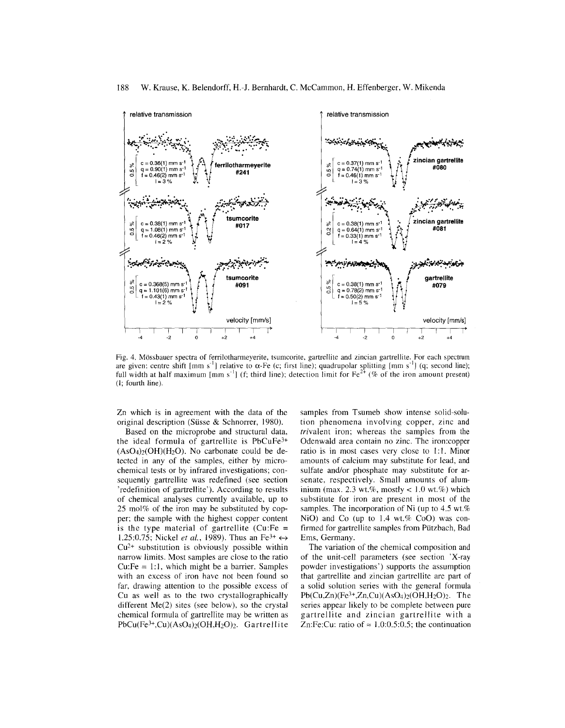Fig. 4. Mössbauer spectra of ferrilotharmeyerite, tsumcorite, gartrellite and zincian gartrellite. For each spectrum are given: centre shift [mm $s^{-1}$] relative to α-Fe (c; first line); quadrupolar splitting [mm $s^{-1}$] (q; second line); full width at half maximum [mm $s^{-1}$] (f; third line); detection limit for $Fe^{2+}$ (% of the iron amount present) (l; fourth line).

Zn which is in agreement with the data of the original description (Süsse & Schnorrer, 1980).

Based on the microprobe and structural data, the ideal formula of gartrellite is $PbCuFe^{3+}(AsO_4)_2(OH)(H_2O)$. No carbonate could be detected in any of the samples, either by microchemical tests or by infrared investigations; consequently gartrellite was redefined (see section 'redefinition of gartrellite'). According to results of chemical analyses currently available, up to 25 mol% of the iron may be substituted by copper; the sample with the highest copper content is the type material of gartrellite (Cu:Fe = 1.25:0.75; Nickel *et al.*, 1989). Thus an $Fe^{3+} \leftrightarrow Cu^{2+}$ substitution is obviously possible within narrow limits. Most samples are close to the ratio Cu:Fe = 1:1, which might be a barrier. Samples with an excess of iron have not been found so far, drawing attention to the possible excess of Cu as well as to the two crystallographically different Me(2) sites (see below), so the crystal chemical formula of gartrellite may be written as $PbCu(Fe^{3+},Cu)(AsO_4)_2(OH,H_2O)_2$. Gartrellite samples from Tsumeb show intense solid-solution phenomena involving copper, zinc and *tri*valent iron; whereas the samples from the Odenwald area contain no zinc. The iron:copper ratio is in most cases very close to 1:1. Minor amounts of calcium may substitute for lead, and sulfate and/or phosphate may substitute for arsenate, respectively. Small amounts of aluminium (max. 2.3 wt.%, mostly < 1.0 wt.%) which substitute for iron are present in most of the samples. The incorporation of Ni (up to 4.5 wt.% NiO) and Co (up to 1.4 wt.% CoO) was confirmed for gartrellite samples from Pützbach, Bad Ems, Germany.

The variation of the chemical composition and of the unit-cell parameters (see section 'X-ray powder investigations') supports the assumption that gartrellite and zincian gartrellite are part of a solid solution series with the general formula $Pb(Cu,Zn)(Fe^{3+},Zn,Cu)(AsO_4)_2(OH,H_2O)_2$. The series appear likely to be complete between pure gartrellite and zincian gartrellite with a Zn:Fe:Cu: ratio of ≈ 1.0:0.5:0.5; the continuation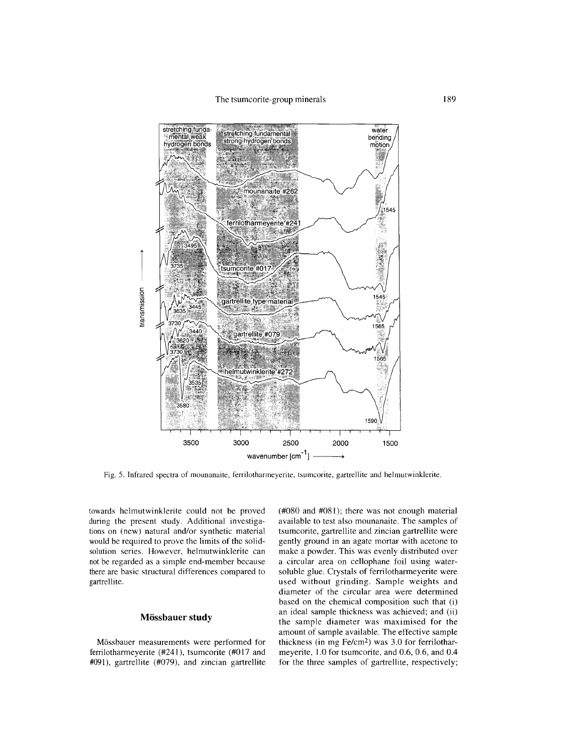Fig. 5. Infrared spectra of mounanaite, ferrilotharmeyerite, tsumcorite, gartrellite and helmutwinklerite.

towards helmutwinklerite could not be proved during the present study. Additional investigations on (new) natural and/or synthetic material would be required to prove the limits of the solid-solution series. However, helmutwinklerite can not be regarded as a simple end-member because there are basic structural differences compared to gartrellite.

## Mössbauer study

Mössbauer measurements were performed for ferrilotharmeyerite (#241), tsumcorite (#017 and #091), gartrellite (#079), and zincian gartrellite (#080 and #081); there was not enough material available to test also mounanaite. The samples of tsumcorite, gartrellite and zincian gartrellite were gently ground in an agate mortar with acetone to make a powder. This was evenly distributed over a circular area on cellophane foil using water-soluble glue. Crystals of ferrilotharmeyerite were used without grinding. Sample weights and diameter of the circular area were determined based on the chemical composition such that (i) an ideal sample thickness was achieved; and (ii) the sample diameter was maximised for the amount of sample available. The effective sample thickness (in mg Fe/cm$^2$) was 3.0 for ferrilotharmeyerite, 1.0 for tsumcorite, and 0.6, 0.6, and 0.4 for the three samples of gartrellite, respectively;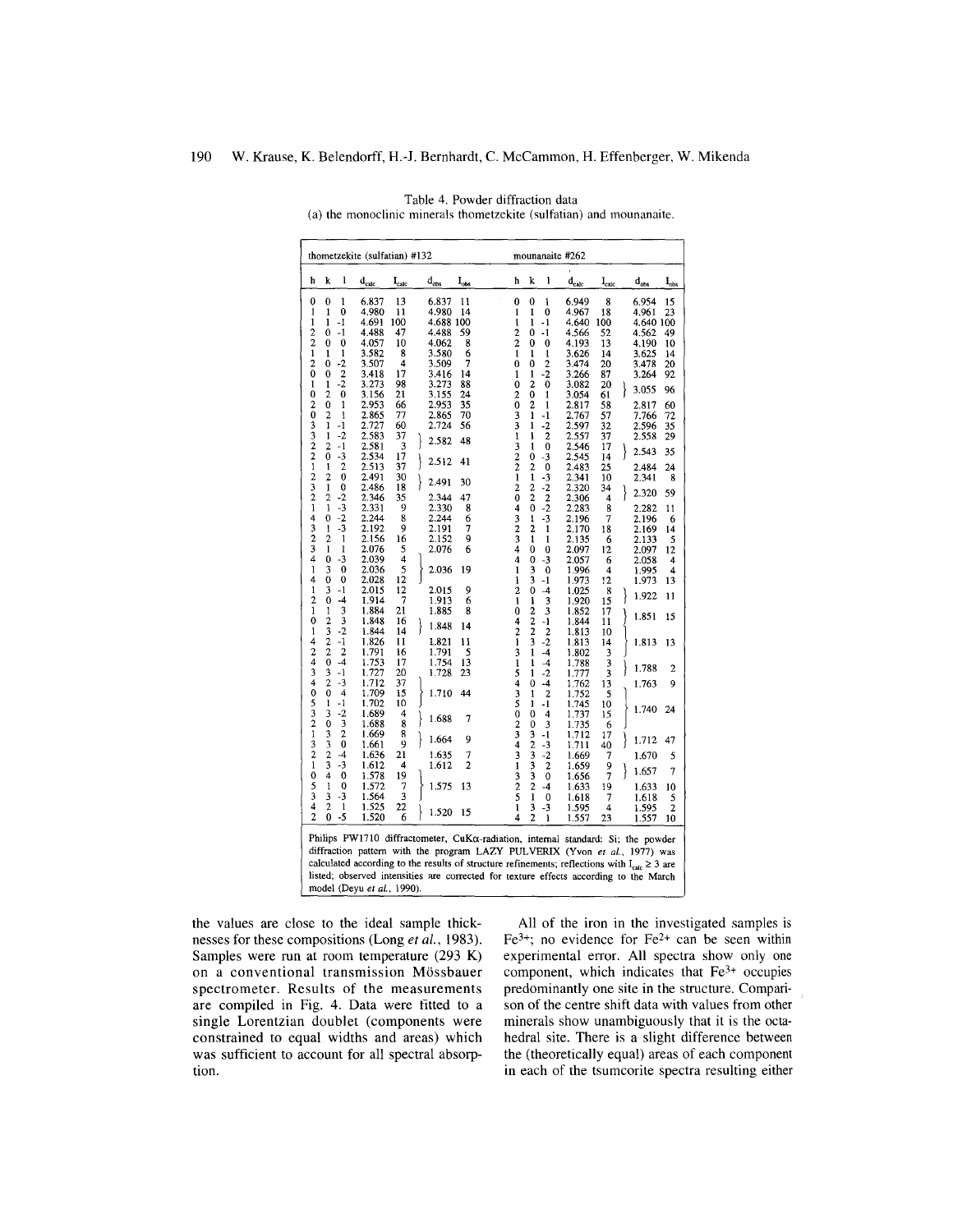Table 4. Powder diffraction data
(a) the monoclinic minerals thometzekite (sulfatian) and mounanaite.

| thometzekite (sulfatian) #132 | | | | | | | mounanaite #262 | | | | | | |
|---|---|---|---|---|---|---|---|---|---|---|---|---|---|
| h | k | l | $d_{calc}$ | $I_{calc}$ | $d_{obs}$ | $I_{obs}$ | h | k | l | $d_{calc}$ | $I_{calc}$ | $d_{obs}$ | $I_{obs}$ |
| 0 | 0 | 1 | 6.837 | 13 | 6.837 | 11 | 0 | 0 | 1 | 6.949 | 8 | 6.954 | 15 |
| 1 | 1 | 0 | 4.980 | 11 | 4.980 | 14 | 1 | 1 | 0 | 4.967 | 18 | 4.961 | 23 |
| 1 | 1 | -1 | 4.691 | 100 | 4.688 | 100 | 1 | 1 | -1 | 4.640 | 100 | 4.640 | 100 |
| 2 | 0 | -1 | 4.488 | 47 | 4.488 | 59 | 2 | 0 | -1 | 4.566 | 52 | 4.562 | 49 |
| 2 | 0 | 0 | 4.057 | 10 | 4.062 | 8 | 2 | 0 | 0 | 4.193 | 13 | 4.190 | 10 |
| 1 | 1 | 1 | 3.582 | 8 | 3.580 | 6 | 1 | 1 | 1 | 3.626 | 14 | 3.625 | 14 |
| 2 | 0 | -2 | 3.507 | 4 | 3.509 | 7 | 0 | 0 | 2 | 3.474 | 20 | 3.478 | 20 |
| 0 | 0 | 2 | 3.418 | 17 | 3.416 | 14 | 1 | 1 | -2 | 3.266 | 87 | 3.264 | 92 |
| 1 | 1 | -2 | 3.273 | 98 | 3.273 | 88 | 0 | 2 | 0 | 3.082 | 20 | 3.055 | 96 |
| 0 | 2 | 0 | 3.156 | 21 | 3.155 | 24 | 2 | 0 | 1 | 3.054 | 61 | | |
| 2 | 0 | 1 | 2.953 | 66 | 2.953 | 35 | 0 | 2 | 1 | 2.817 | 58 | 2.817 | 60 |
| 0 | 2 | 1 | 2.865 | 77 | 2.865 | 70 | 3 | 1 | -1 | 2.767 | 57 | 7.766 | 72 |
| 3 | 1 | -1 | 2.727 | 60 | 2.724 | 56 | 3 | 1 | -2 | 2.597 | 32 | 2.596 | 35 |
| 3 | 1 | -2 | 2.583 | 37 | 2.582 | 48 | 1 | 1 | 2 | 2.557 | 37 | 2.558 | 29 |
| 2 | 2 | -1 | 2.581 | 3 | | | 3 | 1 | 0 | 2.546 | 17 | 2.543 | 35 |
| 2 | 0 | -3 | 2.534 | 17 | 2.512 | 41 | 2 | 0 | -3 | 2.545 | 14 | | |
| 1 | 1 | 2 | 2.513 | 37 | | | 2 | 2 | 0 | 2.483 | 25 | 2.484 | 24 |
| 2 | 2 | 0 | 2.491 | 30 | 2.491 | 30 | 1 | 1 | -3 | 2.341 | 10 | 2.341 | 8 |
| 3 | 1 | 0 | 2.486 | 18 | | | 2 | 2 | -2 | 2.320 | 34 | 2.320 | 59 |
| 2 | 2 | -2 | 2.346 | 35 | 2.344 | 47 | 0 | 2 | 2 | 2.306 | 4 | | |
| 1 | 1 | -3 | 2.331 | 9 | 2.330 | 8 | 4 | 0 | -2 | 2.283 | 8 | 2.282 | 11 |
| 4 | 0 | -2 | 2.244 | 8 | 2.244 | 6 | 3 | 1 | -3 | 2.196 | 7 | 2.196 | 6 |
| 3 | 1 | -3 | 2.192 | 9 | 2.191 | 7 | 2 | 2 | 1 | 2.170 | 18 | 2.169 | 14 |
| 2 | 2 | 1 | 2.156 | 16 | 2.152 | 9 | 3 | 1 | 1 | 2.135 | 6 | 2.133 | 5 |
| 3 | 1 | 1 | 2.076 | 5 | 2.076 | 6 | 4 | 0 | 0 | 2.097 | 12 | 2.097 | 12 |
| 4 | 0 | -3 | 2.039 | 4 | | | 4 | 0 | -3 | 2.057 | 6 | 2.058 | 4 |
| 1 | 3 | 0 | 2.036 | 5 | 2.036 | 19 | 1 | 3 | 0 | 1.996 | 4 | 1.995 | 4 |
| 4 | 0 | 0 | 2.028 | 12 | | | 1 | 3 | -1 | 1.973 | 12 | 1.973 | 13 |
| 1 | 3 | -1 | 2.015 | 12 | 2.015 | 9 | 2 | 0 | -4 | 1.025 | 8 | 1.922 | 11 |
| 2 | 0 | -4 | 1.914 | 7 | 1.913 | 6 | 1 | 1 | 3 | 1.920 | 15 | | |
| 1 | 1 | 3 | 1.884 | 21 | 1.885 | 8 | 0 | 2 | 3 | 1.852 | 17 | 1.851 | 15 |
| 0 | 2 | 3 | 1.848 | 16 | 1.848 | 14 | 4 | 2 | -1 | 1.844 | 11 | | |
| 1 | 3 | -2 | 1.844 | 14 | | | 2 | 2 | 2 | 1.813 | 10 | | |
| 4 | 2 | -1 | 1.826 | 11 | 1.821 | 11 | 1 | 3 | -2 | 1.813 | 14 | 1.813 | 13 |
| 2 | 2 | 2 | 1.791 | 16 | 1.791 | 5 | 3 | 1 | -4 | 1.802 | 3 | | |
| 4 | 0 | -4 | 1.753 | 17 | 1.754 | 13 | 1 | 1 | -4 | 1.788 | 3 | 1.788 | 2 |
| 3 | 3 | -1 | 1.727 | 20 | 1.728 | 23 | 5 | 1 | -2 | 1.777 | 3 | | |
| 4 | 2 | -3 | 1.712 | 37 | | | 4 | 0 | -4 | 1.762 | 13 | 1.763 | 9 |
| 0 | 0 | 4 | 1.709 | 15 | 1.710 | 44 | 3 | 1 | 2 | 1.752 | 5 | | |
| 5 | 1 | -1 | 1.702 | 10 | | | 5 | 1 | -1 | 1.745 | 10 | 1.740 | 24 |
| 3 | 3 | -2 | 1.689 | 4 | 1.688 | 7 | 0 | 0 | 4 | 1.737 | 15 | | |
| 2 | 0 | 3 | 1.688 | 8 | | | 2 | 0 | 3 | 1.735 | 6 | | |
| 1 | 3 | 2 | 1.669 | 8 | 1.664 | 9 | 3 | 3 | -1 | 1.712 | 17 | 1.712 | 47 |
| 3 | 3 | 0 | 1.661 | 9 | | | 4 | 2 | -3 | 1.711 | 40 | | |
| 2 | 2 | -4 | 1.636 | 21 | 1.635 | 7 | 3 | 3 | -2 | 1.669 | 7 | 1.670 | 5 |
| 1 | 3 | -3 | 1.612 | 4 | 1.612 | 2 | 1 | 3 | 2 | 1.659 | 9 | 1.657 | 7 |
| 0 | 4 | 0 | 1.578 | 19 | | | 3 | 3 | 0 | 1.656 | 7 | | |
| 5 | 1 | 0 | 1.572 | 7 | 1.575 | 13 | 2 | 2 | -4 | 1.633 | 19 | 1.633 | 10 |
| 3 | 3 | -3 | 1.564 | 3 | | | 5 | 1 | 0 | 1.618 | 7 | 1.618 | 5 |
| 4 | 2 | 1 | 1.525 | 22 | 1.520 | 15 | 1 | 3 | -3 | 1.595 | 4 | 1.595 | 2 |
| 2 | 0 | -5 | 1.520 | 6 | | | 4 | 2 | 1 | 1.557 | 23 | 1.557 | 10 |

Philips PW1710 diffractometer, CuKα-radiation, internal standard: Si; the powder diffraction pattern with the program LAZY PULVERIX (Yvon *et al.*, 1977) was calculated according to the results of structure refinements; reflections with $I_{calc} \geq 3$ are listed; observed intensities are corrected for texture effects according to the March model (Deyu *et al.*, 1990).

the values are close to the ideal sample thicknesses for these compositions (Long *et al.*, 1983). Samples were run at room temperature (293 K) on a conventional transmission Mössbauer spectrometer. Results of the measurements are compiled in Fig. 4. Data were fitted to a single Lorentzian doublet (components were constrained to equal widths and areas) which was sufficient to account for all spectral absorption.

All of the iron in the investigated samples is $Fe^{3+}$; no evidence for $Fe^{2+}$ can be seen within experimental error. All spectra show only one component, which indicates that $Fe^{3+}$ occupies predominantly one site in the structure. Comparison of the centre shift data with values from other minerals show unambiguously that it is the octahedral site. There is a slight difference between the (theoretically equal) areas of each component in each of the tsumcorite spectra resulting either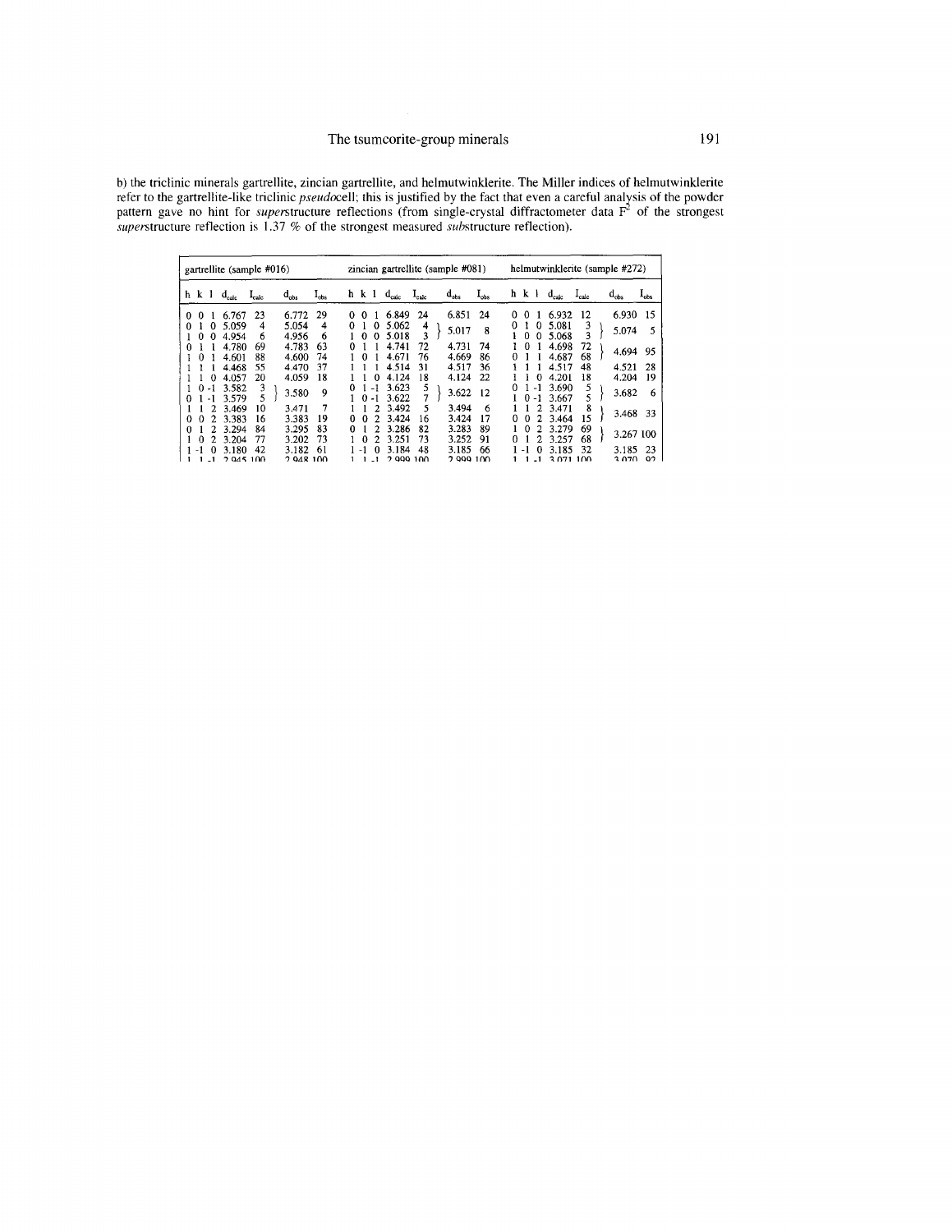b) the triclinic minerals gartrellite, zincian gartrellite, and helmutwinklerite. The Miller indices of helmutwinklerite refer to the gartrellite-like triclinic *pseudo*cell; this is justified by the fact that even a careful analysis of the powder pattern gave no hint for *super*structure reflections (from single-crystal diffractometer data $F^2$ of the strongest *super*structure reflection is 1.37 % of the strongest measured *sub*structure reflection).

| gartrellite (sample #016) | | | | | | | zincian gartrellite (sample #081) | | | | | | | helmutwinklerite (sample #272) | | | | | | |
|---|---|---|---|---|---|---|---|---|---|---|---|---|---|---|---|---|---|---|---|---|
| h | k | l | $d_{calc}$ | $I_{calc}$ | $d_{obs}$ | $I_{obs}$ | h | k | l | $d_{calc}$ | $I_{calc}$ | $d_{obs}$ | $I_{obs}$ | h | k | l | $d_{calc}$ | $I_{calc}$ | $d_{obs}$ | $I_{obs}$ |
| 0 | 0 | 1 | 6.767 | 23 | 6.772 | 29 | 0 | 0 | 1 | 6.849 | 24 | 6.851 | 24 | 0 | 0 | 1 | 6.932 | 12 | 6.930 | 15 |
| 0 | 1 | 0 | 5.059 | 4 | 5.054 | 4 | 0 | 1 | 0 | 5.062 | 4 | 5.017 | 8 | 0 | 1 | 0 | 5.081 | 3 | 5.074 | 5 |
| 1 | 0 | 0 | 4.954 | 6 | 4.956 | 6 | 1 | 0 | 0 | 5.018 | 3 | | | 1 | 0 | 0 | 5.068 | 3 | | |
| 0 | 1 | 1 | 4.780 | 69 | 4.783 | 63 | 0 | 1 | 1 | 4.741 | 72 | 4.731 | 74 | 1 | 0 | 1 | 4.698 | 72 | 4.694 | 95 |
| 1 | 0 | 1 | 4.601 | 88 | 4.600 | 74 | 1 | 0 | 1 | 4.671 | 76 | 4.669 | 86 | 0 | 1 | 1 | 4.687 | 68 | | |
| 1 | 1 | 1 | 4.468 | 55 | 4.470 | 37 | 1 | 1 | 1 | 4.514 | 31 | 4.517 | 36 | 1 | 1 | 1 | 4.517 | 48 | 4.521 | 28 |
| 1 | 1 | 0 | 4.057 | 20 | 4.059 | 18 | 1 | 1 | 0 | 4.124 | 18 | 4.124 | 22 | 1 | 1 | 0 | 4.201 | 18 | 4.204 | 19 |
| 1 | 0 | -1 | 3.582 | 3 | 3.580 | 9 | 0 | 1 | -1 | 3.623 | 5 | 3.622 | 12 | 0 | 1 | -1 | 3.690 | 5 | 3.682 | 6 |
| 0 | 1 | -1 | 3.579 | 5 | | | 1 | 0 | -1 | 3.622 | 7 | | | 1 | 0 | -1 | 3.667 | 5 | | |
| 1 | 1 | 2 | 3.469 | 10 | 3.471 | 7 | 1 | 1 | 2 | 3.492 | 5 | 3.494 | 6 | 1 | 1 | 2 | 3.471 | 8 | 3.468 | 33 |
| 0 | 0 | 2 | 3.383 | 16 | 3.383 | 19 | 0 | 0 | 2 | 3.424 | 16 | 3.424 | 17 | 0 | 0 | 2 | 3.464 | 15 | | |
| 0 | 1 | 2 | 3.294 | 84 | 3.295 | 83 | 0 | 1 | 2 | 3.286 | 82 | 3.283 | 89 | 1 | 0 | 2 | 3.279 | 69 | 3.267 | 100 |
| 1 | 0 | 2 | 3.204 | 77 | 3.202 | 73 | 1 | 0 | 2 | 3.251 | 73 | 3.252 | 91 | 0 | 1 | 2 | 3.257 | 68 | | |
| 1 | -1 | 0 | 3.180 | 42 | 3.182 | 61 | 1 | -1 | 0 | 3.184 | 48 | 3.185 | 66 | 1 | -1 | 0 | 3.185 | 32 | 3.185 | 23 |
| 1 | 1 | -1 | 2.945 | 100 | 2.948 | 100 | 1 | 1 | -1 | 2.999 | 100 | 2.999 | 100 | 1 | 1 | -1 | 3.071 | 100 | 3.070 | 92 |